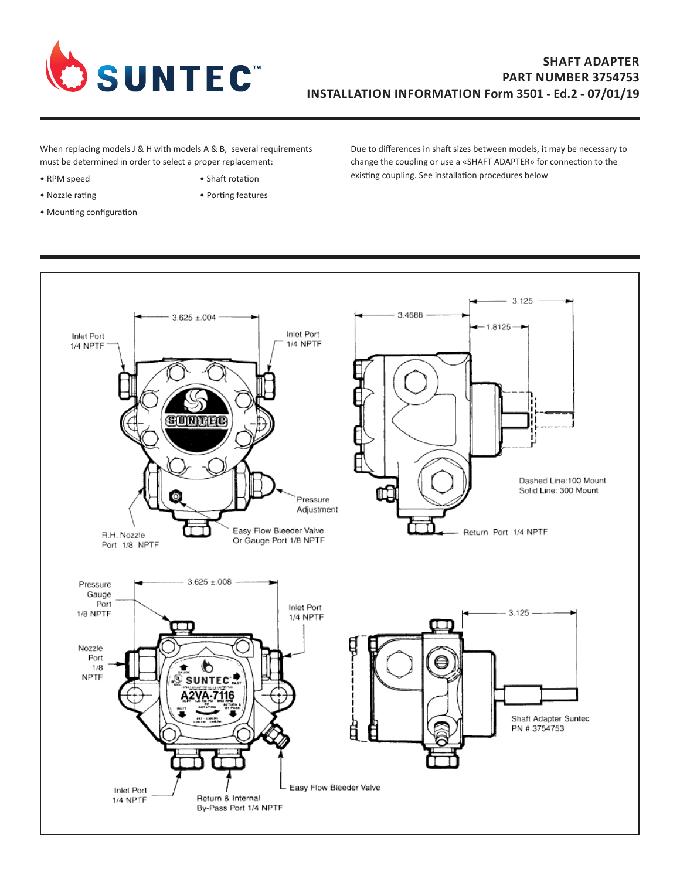**SHAFT ADAPTER**
**PART NUMBER 3754753**
**INSTALLATION INFORMATION Form 3501 - Ed.2 - 07/01/19**

When replacing models J & H with models A & B, several requirements must be determined in order to select a proper replacement:

- RPM speed
- Nozzle rating
- Mounting configuration
- Shaft rotation
- Porting features

Due to differences in shaft sizes between models, it may be necessary to change the coupling or use a «SHAFT ADAPTER» for connection to the existing coupling. See installation procedures below

3.625 ±.004

Inlet Port 1/4 NPTF

Inlet Port 1/4 NPTF

Pressure Adjustment

R.H. Nozzle Port 1/8 NPTF

Easy Flow Bleeder Valve Or Gauge Port 1/8 NPTF

3.4688

3.125

1.8125

Dashed Line:100 Mount
Solid Line: 300 Mount

Return Port 1/4 NPTF

3.625 ±.008

Pressure Gauge Port 1/8 NPTF

Inlet Port 1/4 NPTF

Nozzle Port 1/8 NPTF

Inlet Port 1/4 NPTF

Return & Internal By-Pass Port 1/4 NPTF

Easy Flow Bleeder Valve

3.125

Shaft Adapter Suntec PN # 3754753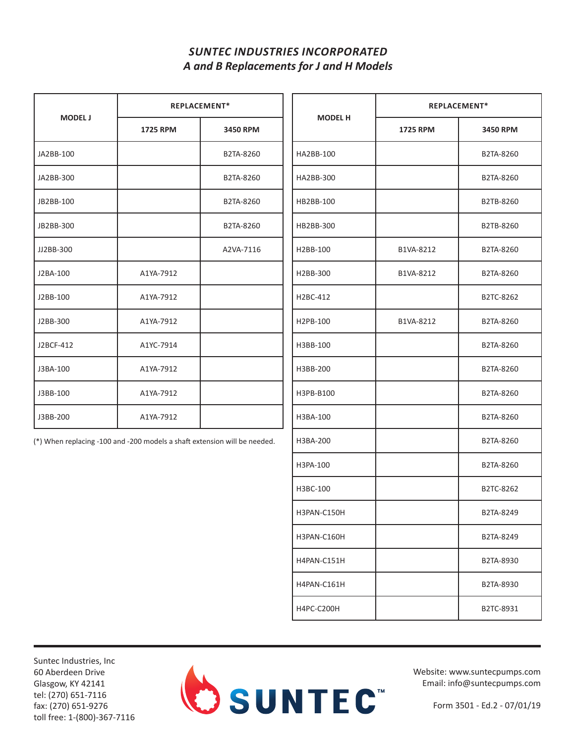## *SUNTEC INDUSTRIES INCORPORATED*
## *A and B Replacements for J and H Models*

| MODEL J | REPLACEMENT* | |
|---|---|---|
| | 1725 RPM | 3450 RPM |
| JA2BB-100 | | B2TA-8260 |
| JA2BB-300 | | B2TA-8260 |
| JB2BB-100 | | B2TA-8260 |
| JB2BB-300 | | B2TA-8260 |
| JJ2BB-300 | | A2VA-7116 |
| J2BA-100 | A1YA-7912 | |
| J2BB-100 | A1YA-7912 | |
| J2BB-300 | A1YA-7912 | |
| J2BCF-412 | A1YC-7914 | |
| J3BA-100 | A1YA-7912 | |
| J3BB-100 | A1YA-7912 | |
| J3BB-200 | A1YA-7912 | |

(*) When replacing -100 and -200 models a shaft extension will be needed.

| MODEL H | REPLACEMENT* | |
|---|---|---|
| | 1725 RPM | 3450 RPM |
| HA2BB-100 | | B2TA-8260 |
| HA2BB-300 | | B2TA-8260 |
| HB2BB-100 | | B2TB-8260 |
| HB2BB-300 | | B2TB-8260 |
| H2BB-100 | B1VA-8212 | B2TA-8260 |
| H2BB-300 | B1VA-8212 | B2TA-8260 |
| H2BC-412 | | B2TC-8262 |
| H2PB-100 | B1VA-8212 | B2TA-8260 |
| H3BB-100 | | B2TA-8260 |
| H3BB-200 | | B2TA-8260 |
| H3PB-B100 | | B2TA-8260 |
| H3BA-100 | | B2TA-8260 |
| H3BA-200 | | B2TA-8260 |
| H3PA-100 | | B2TA-8260 |
| H3BC-100 | | B2TC-8262 |
| H3PAN-C150H | | B2TA-8249 |
| H3PAN-C160H | | B2TA-8249 |
| H4PAN-C151H | | B2TA-8930 |
| H4PAN-C161H | | B2TA-8930 |
| H4PC-C200H | | B2TC-8931 |

Suntec Industries, Inc
60 Aberdeen Drive
Glasgow, KY 42141
tel: (270) 651-7116
fax: (270) 651-9276
toll free: 1-(800)-367-7116

SUNTEC™

Website: www.suntecpumps.com
Email: info@suntecpumps.com

Form 3501 - Ed.2 - 07/01/19